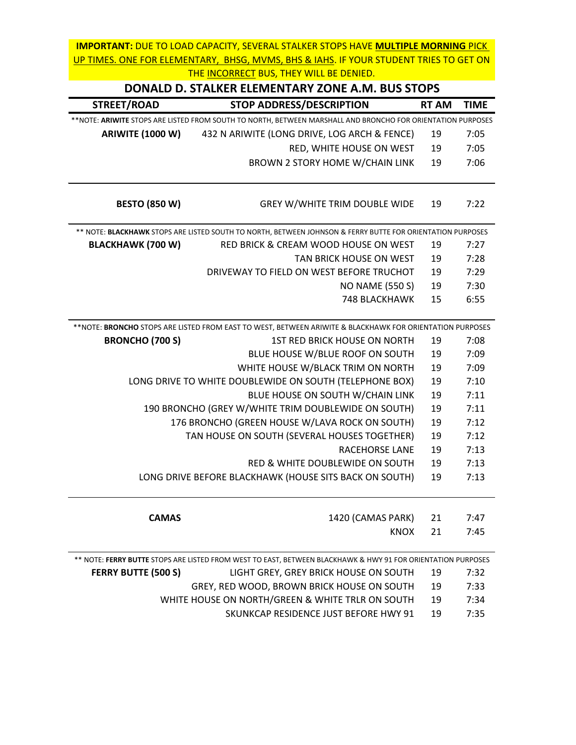**IMPORTANT:** DUE TO LOAD CAPACITY, SEVERAL STALKER STOPS HAVE **MULTIPLE MORNING** PICK UP TIMES. ONE FOR ELEMENTARY, BHSG, MVMS, BHS & IAHS. IF YOUR STUDENT TRIES TO GET ON THE INCORRECT BUS, THEY WILL BE DENIED.

## DONALD D. STALKER ELEMENTARY ZONE A.M. BUS STOPS

| STREET/ROAD | STOP ADDRESS/DESCRIPTION | RT AM | TIME |
|---|---|---|---|
| **NOTE: **ARIWITE** STOPS ARE LISTED FROM SOUTH TO NORTH, BETWEEN MARSHALL AND BRONCHO FOR ORIENTATION PURPOSES | | | |
| **ARIWITE (1000 W)** | 432 N ARIWITE (LONG DRIVE, LOG ARCH & FENCE) | 19 | 7:05 |
| | RED, WHITE HOUSE ON WEST | 19 | 7:05 |
| | BROWN 2 STORY HOME W/CHAIN LINK | 19 | 7:06 |
| **BESTO (850 W)** | GREY W/WHITE TRIM DOUBLE WIDE | 19 | 7:22 |
| ** NOTE: **BLACKHAWK** STOPS ARE LISTED SOUTH TO NORTH, BETWEEN JOHNSON & FERRY BUTTE FOR ORIENTATION PURPOSES | | | |
| **BLACKHAWK (700 W)** | RED BRICK & CREAM WOOD HOUSE ON WEST | 19 | 7:27 |
| | TAN BRICK HOUSE ON WEST | 19 | 7:28 |
| | DRIVEWAY TO FIELD ON WEST BEFORE TRUCHOT | 19 | 7:29 |
| | NO NAME (550 S) | 19 | 7:30 |
| | 748 BLACKHAWK | 15 | 6:55 |
| **NOTE: **BRONCHO** STOPS ARE LISTED FROM EAST TO WEST, BETWEEN ARIWITE & BLACKHAWK FOR ORIENTATION PURPOSES | | | |
| **BRONCHO (700 S)** | 1ST RED BRICK HOUSE ON NORTH | 19 | 7:08 |
| | BLUE HOUSE W/BLUE ROOF ON SOUTH | 19 | 7:09 |
| | WHITE HOUSE W/BLACK TRIM ON NORTH | 19 | 7:09 |
| | LONG DRIVE TO WHITE DOUBLEWIDE ON SOUTH (TELEPHONE BOX) | 19 | 7:10 |
| | BLUE HOUSE ON SOUTH W/CHAIN LINK | 19 | 7:11 |
| | 190 BRONCHO (GREY W/WHITE TRIM DOUBLEWIDE ON SOUTH) | 19 | 7:11 |
| | 176 BRONCHO (GREEN HOUSE W/LAVA ROCK ON SOUTH) | 19 | 7:12 |
| | TAN HOUSE ON SOUTH (SEVERAL HOUSES TOGETHER) | 19 | 7:12 |
| | RACEHORSE LANE | 19 | 7:13 |
| | RED & WHITE DOUBLEWIDE ON SOUTH | 19 | 7:13 |
| | LONG DRIVE BEFORE BLACKHAWK (HOUSE SITS BACK ON SOUTH) | 19 | 7:13 |
| **CAMAS** | 1420 (CAMAS PARK) | 21 | 7:47 |
| | KNOX | 21 | 7:45 |
| ** NOTE: **FERRY BUTTE** STOPS ARE LISTED FROM WEST TO EAST, BETWEEN BLACKHAWK & HWY 91 FOR ORIENTATION PURPOSES | | | |
| **FERRY BUTTE (500 S)** | LIGHT GREY, GREY BRICK HOUSE ON SOUTH | 19 | 7:32 |
| | GREY, RED WOOD, BROWN BRICK HOUSE ON SOUTH | 19 | 7:33 |
| | WHITE HOUSE ON NORTH/GREEN & WHITE TRLR ON SOUTH | 19 | 7:34 |
| | SKUNKCAP RESIDENCE JUST BEFORE HWY 91 | 19 | 7:35 |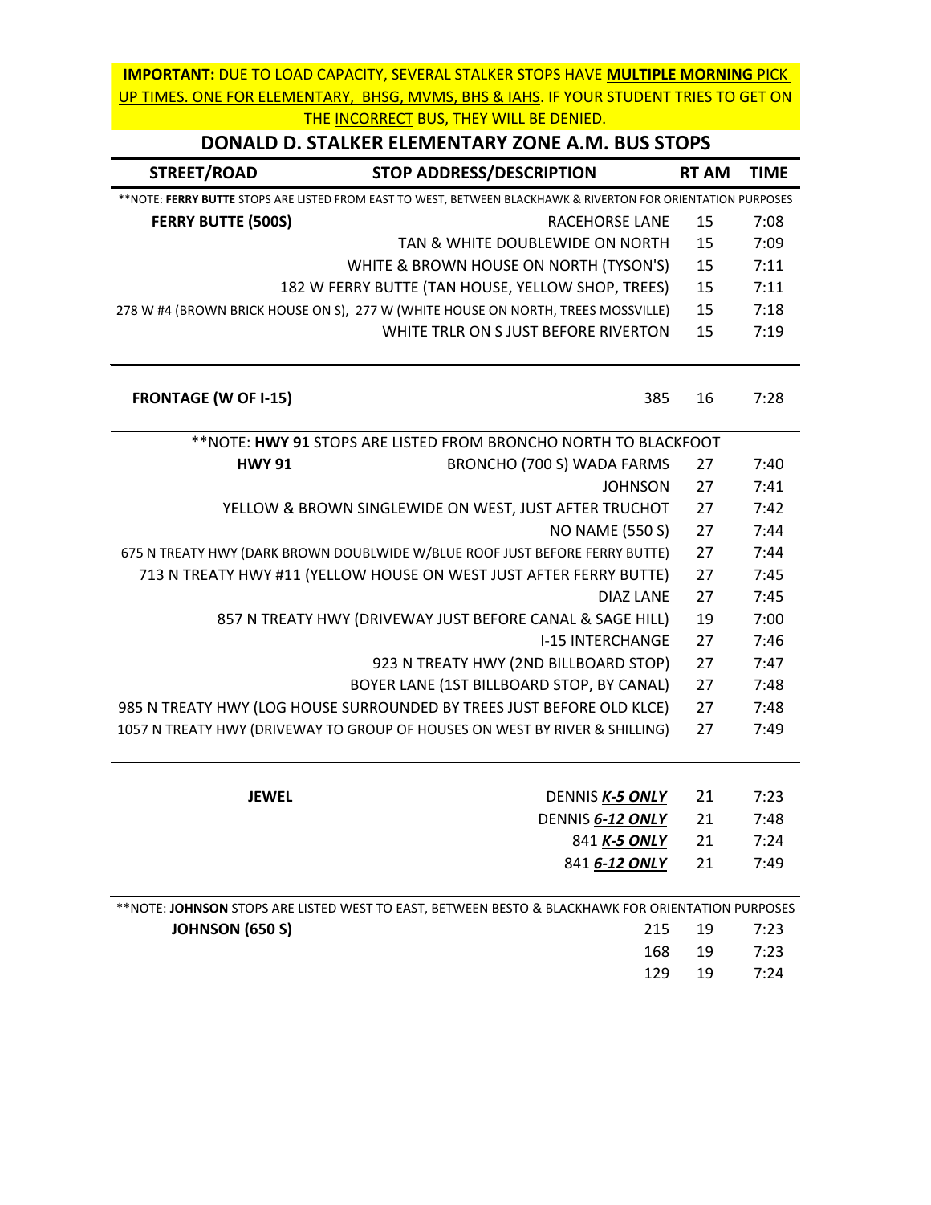**IMPORTANT:** DUE TO LOAD CAPACITY, SEVERAL STALKER STOPS HAVE **MULTIPLE MORNING** PICK UP TIMES. ONE FOR ELEMENTARY, BHSG, MVMS, BHS & IAHS. IF YOUR STUDENT TRIES TO GET ON THE INCORRECT BUS, THEY WILL BE DENIED.

## DONALD D. STALKER ELEMENTARY ZONE A.M. BUS STOPS

| STREET/ROAD | STOP ADDRESS/DESCRIPTION | RT AM | TIME |
|---|---|---|---|
| **NOTE: **FERRY BUTTE** STOPS ARE LISTED FROM EAST TO WEST, BETWEEN BLACKHAWK & RIVERTON FOR ORIENTATION PURPOSES | | | |
| **FERRY BUTTE (500S)** | RACEHORSE LANE | 15 | 7:08 |
| | TAN & WHITE DOUBLEWIDE ON NORTH | 15 | 7:09 |
| | WHITE & BROWN HOUSE ON NORTH (TYSON'S) | 15 | 7:11 |
| | 182 W FERRY BUTTE (TAN HOUSE, YELLOW SHOP, TREES) | 15 | 7:11 |
| | 278 W #4 (BROWN BRICK HOUSE ON S), 277 W (WHITE HOUSE ON NORTH, TREES MOSSVILLE) | 15 | 7:18 |
| | WHITE TRLR ON S JUST BEFORE RIVERTON | 15 | 7:19 |
| **FRONTAGE (W OF I-15)** | 385 | 16 | 7:28 |
| **NOTE: **HWY 91** STOPS ARE LISTED FROM BRONCHO NORTH TO BLACKFOOT | | | |
| **HWY 91** | BRONCHO (700 S) WADA FARMS | 27 | 7:40 |
| | JOHNSON | 27 | 7:41 |
| | YELLOW & BROWN SINGLEWIDE ON WEST, JUST AFTER TRUCHOT | 27 | 7:42 |
| | NO NAME (550 S) | 27 | 7:44 |
| | 675 N TREATY HWY (DARK BROWN DOUBLWIDE W/BLUE ROOF JUST BEFORE FERRY BUTTE) | 27 | 7:44 |
| | 713 N TREATY HWY #11 (YELLOW HOUSE ON WEST JUST AFTER FERRY BUTTE) | 27 | 7:45 |
| | DIAZ LANE | 27 | 7:45 |
| | 857 N TREATY HWY (DRIVEWAY JUST BEFORE CANAL & SAGE HILL) | 19 | 7:00 |
| | I-15 INTERCHANGE | 27 | 7:46 |
| | 923 N TREATY HWY (2ND BILLBOARD STOP) | 27 | 7:47 |
| | BOYER LANE (1ST BILLBOARD STOP, BY CANAL) | 27 | 7:48 |
| | 985 N TREATY HWY (LOG HOUSE SURROUNDED BY TREES JUST BEFORE OLD KLCE) | 27 | 7:48 |
| | 1057 N TREATY HWY (DRIVEWAY TO GROUP OF HOUSES ON WEST BY RIVER & SHILLING) | 27 | 7:49 |
| **JEWEL** | DENNIS ***K-5 ONLY*** | 21 | 7:23 |
| | DENNIS ***6-12 ONLY*** | 21 | 7:48 |
| | 841 ***K-5 ONLY*** | 21 | 7:24 |
| | 841 ***6-12 ONLY*** | 21 | 7:49 |
| **NOTE: **JOHNSON** STOPS ARE LISTED WEST TO EAST, BETWEEN BESTO & BLACKHAWK FOR ORIENTATION PURPOSES | | | |
| **JOHNSON (650 S)** | 215 | 19 | 7:23 |
| | 168 | 19 | 7:23 |
| | 129 | 19 | 7:24 |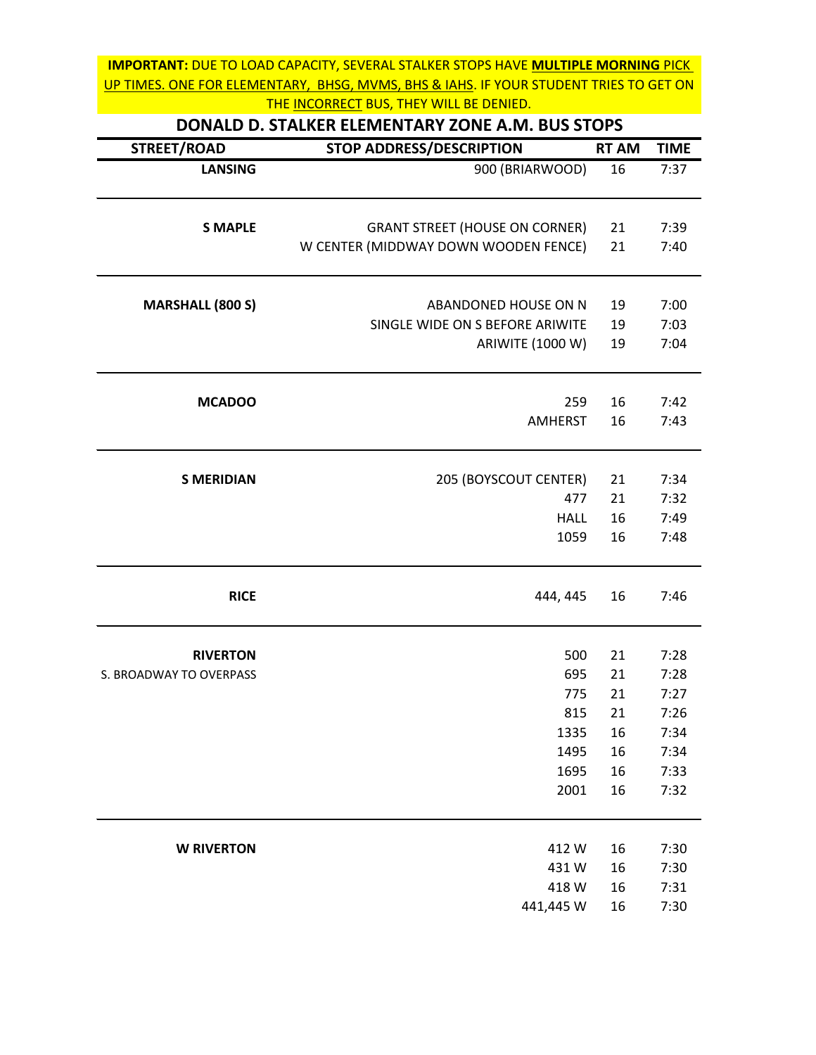**IMPORTANT:** DUE TO LOAD CAPACITY, SEVERAL STALKER STOPS HAVE **MULTIPLE MORNING** PICK UP TIMES. ONE FOR ELEMENTARY, BHSG, MVMS, BHS & IAHS. IF YOUR STUDENT TRIES TO GET ON THE INCORRECT BUS, THEY WILL BE DENIED.

## DONALD D. STALKER ELEMENTARY ZONE A.M. BUS STOPS

| STREET/ROAD | STOP ADDRESS/DESCRIPTION | RT AM | TIME |
|---|---|---|---|
| **LANSING** | 900 (BRIARWOOD) | 16 | 7:37 |
| **S MAPLE** | GRANT STREET (HOUSE ON CORNER) | 21 | 7:39 |
| | W CENTER (MIDDWAY DOWN WOODEN FENCE) | 21 | 7:40 |
| **MARSHALL (800 S)** | ABANDONED HOUSE ON N | 19 | 7:00 |
| | SINGLE WIDE ON S BEFORE ARIWITE | 19 | 7:03 |
| | ARIWITE (1000 W) | 19 | 7:04 |
| **MCADOO** | 259 | 16 | 7:42 |
| | AMHERST | 16 | 7:43 |
| **S MERIDIAN** | 205 (BOYSCOUT CENTER) | 21 | 7:34 |
| | 477 | 21 | 7:32 |
| | HALL | 16 | 7:49 |
| | 1059 | 16 | 7:48 |
| **RICE** | 444, 445 | 16 | 7:46 |
| **RIVERTON** | 500 | 21 | 7:28 |
| S. BROADWAY TO OVERPASS | 695 | 21 | 7:28 |
| | 775 | 21 | 7:27 |
| | 815 | 21 | 7:26 |
| | 1335 | 16 | 7:34 |
| | 1495 | 16 | 7:34 |
| | 1695 | 16 | 7:33 |
| | 2001 | 16 | 7:32 |
| **W RIVERTON** | 412 W | 16 | 7:30 |
| | 431 W | 16 | 7:30 |
| | 418 W | 16 | 7:31 |
| | 441,445 W | 16 | 7:30 |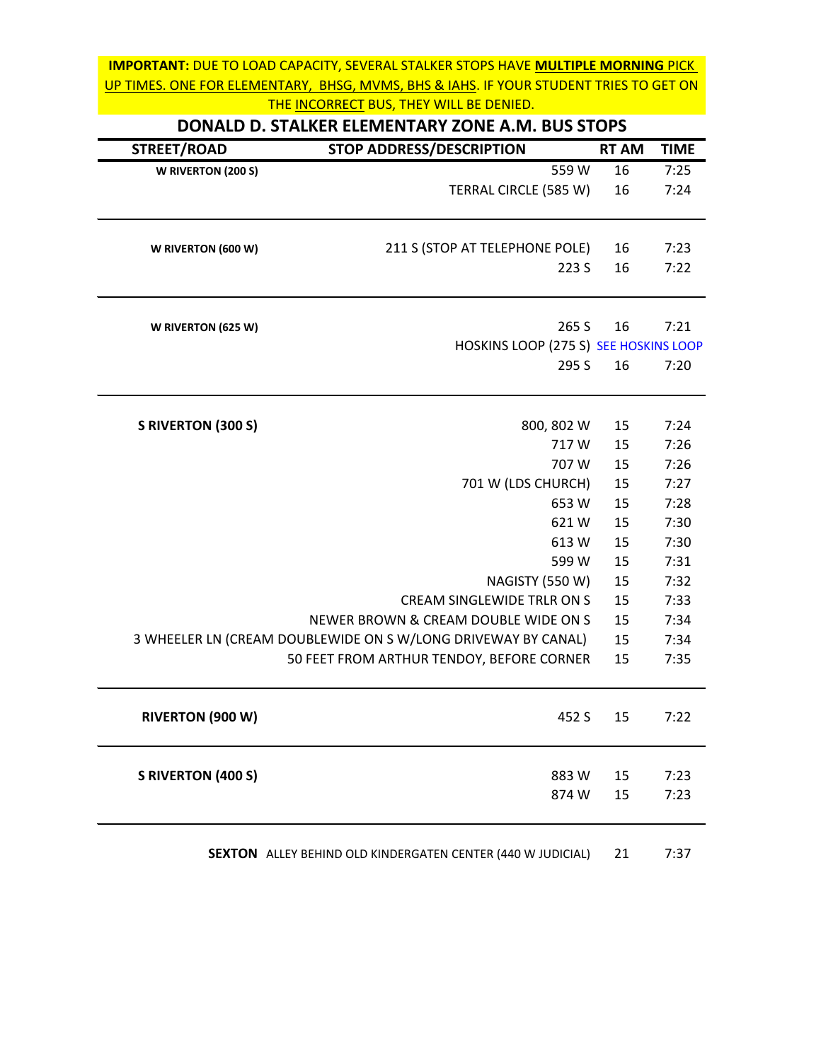**IMPORTANT:** DUE TO LOAD CAPACITY, SEVERAL STALKER STOPS HAVE **MULTIPLE MORNING** PICK UP TIMES. ONE FOR ELEMENTARY, BHSG, MVMS, BHS & IAHS. IF YOUR STUDENT TRIES TO GET ON THE INCORRECT BUS, THEY WILL BE DENIED.

## DONALD D. STALKER ELEMENTARY ZONE A.M. BUS STOPS

| STREET/ROAD | STOP ADDRESS/DESCRIPTION | RT AM | TIME |
|---|---|---|---|
| **W RIVERTON (200 S)** | 559 W | 16 | 7:25 |
| | TERRAL CIRCLE (585 W) | 16 | 7:24 |
| **W RIVERTON (600 W)** | 211 S (STOP AT TELEPHONE POLE) | 16 | 7:23 |
| | 223 S | 16 | 7:22 |
| **W RIVERTON (625 W)** | 265 S | 16 | 7:21 |
| | HOSKINS LOOP (275 S) | SEE HOSKINS LOOP | |
| | 295 S | 16 | 7:20 |
| **S RIVERTON (300 S)** | 800, 802 W | 15 | 7:24 |
| | 717 W | 15 | 7:26 |
| | 707 W | 15 | 7:26 |
| | 701 W (LDS CHURCH) | 15 | 7:27 |
| | 653 W | 15 | 7:28 |
| | 621 W | 15 | 7:30 |
| | 613 W | 15 | 7:30 |
| | 599 W | 15 | 7:31 |
| | NAGISTY (550 W) | 15 | 7:32 |
| | CREAM SINGLEWIDE TRLR ON S | 15 | 7:33 |
| | NEWER BROWN & CREAM DOUBLE WIDE ON S | 15 | 7:34 |
| | 3 WHEELER LN (CREAM DOUBLEWIDE ON S W/LONG DRIVEWAY BY CANAL) | 15 | 7:34 |
| | 50 FEET FROM ARTHUR TENDOY, BEFORE CORNER | 15 | 7:35 |
| **RIVERTON (900 W)** | 452 S | 15 | 7:22 |
| **S RIVERTON (400 S)** | 883 W | 15 | 7:23 |
| | 874 W | 15 | 7:23 |
| **SEXTON** | ALLEY BEHIND OLD KINDERGATEN CENTER (440 W JUDICIAL) | 21 | 7:37 |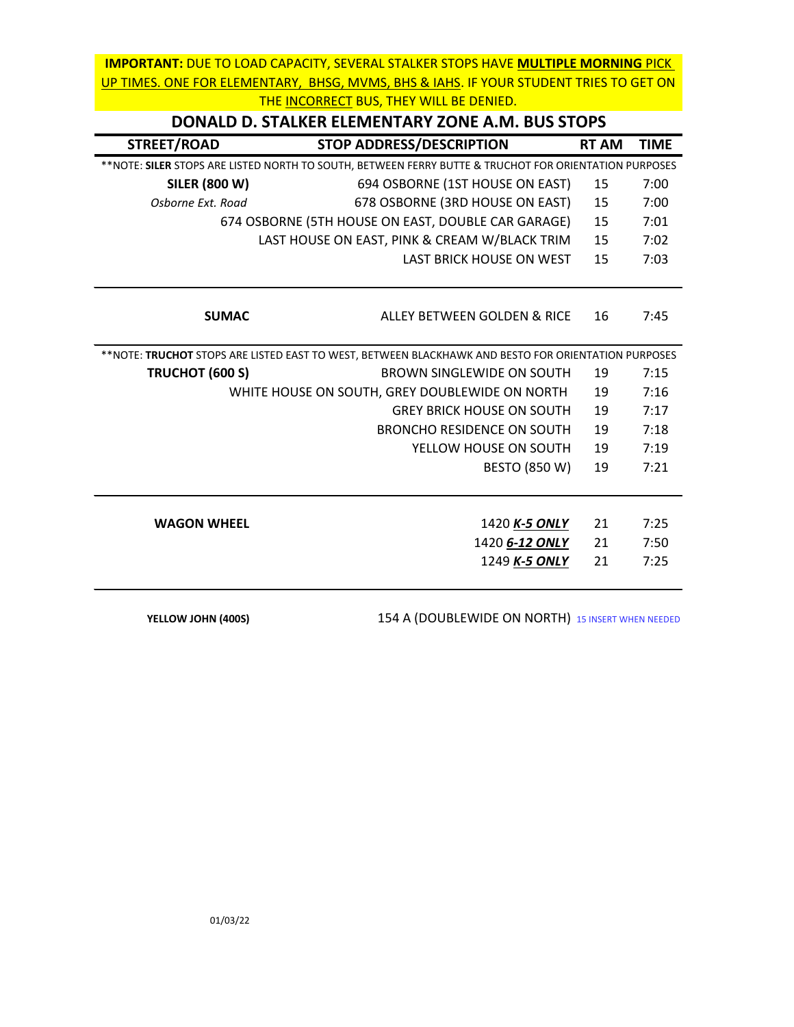**IMPORTANT:** DUE TO LOAD CAPACITY, SEVERAL STALKER STOPS HAVE **MULTIPLE MORNING** PICK UP TIMES. ONE FOR ELEMENTARY, BHSG, MVMS, BHS & IAHS. IF YOUR STUDENT TRIES TO GET ON THE INCORRECT BUS, THEY WILL BE DENIED.

## DONALD D. STALKER ELEMENTARY ZONE A.M. BUS STOPS

| STREET/ROAD | STOP ADDRESS/DESCRIPTION | RT AM | TIME |
|---|---|---|---|
| **NOTE: **SILER** STOPS ARE LISTED NORTH TO SOUTH, BETWEEN FERRY BUTTE & TRUCHOT FOR ORIENTATION PURPOSES | | | |
| **SILER (800 W)** | 694 OSBORNE (1ST HOUSE ON EAST) | 15 | 7:00 |
| *Osborne Ext. Road* | 678 OSBORNE (3RD HOUSE ON EAST) | 15 | 7:00 |
| | 674 OSBORNE (5TH HOUSE ON EAST, DOUBLE CAR GARAGE) | 15 | 7:01 |
| | LAST HOUSE ON EAST, PINK & CREAM W/BLACK TRIM | 15 | 7:02 |
| | LAST BRICK HOUSE ON WEST | 15 | 7:03 |
| **SUMAC** | ALLEY BETWEEN GOLDEN & RICE | 16 | 7:45 |
| **NOTE: **TRUCHOT** STOPS ARE LISTED EAST TO WEST, BETWEEN BLACKHAWK AND BESTO FOR ORIENTATION PURPOSES | | | |
| **TRUCHOT (600 S)** | BROWN SINGLEWIDE ON SOUTH | 19 | 7:15 |
| | WHITE HOUSE ON SOUTH, GREY DOUBLEWIDE ON NORTH | 19 | 7:16 |
| | GREY BRICK HOUSE ON SOUTH | 19 | 7:17 |
| | BRONCHO RESIDENCE ON SOUTH | 19 | 7:18 |
| | YELLOW HOUSE ON SOUTH | 19 | 7:19 |
| | BESTO (850 W) | 19 | 7:21 |
| **WAGON WHEEL** | 1420 ***K-5 ONLY*** | 21 | 7:25 |
| | 1420 ***6-12 ONLY*** | 21 | 7:50 |
| | 1249 ***K-5 ONLY*** | 21 | 7:25 |
| **YELLOW JOHN (400S)** | 154 A (DOUBLEWIDE ON NORTH) | 15 INSERT WHEN NEEDED | |

01/03/22